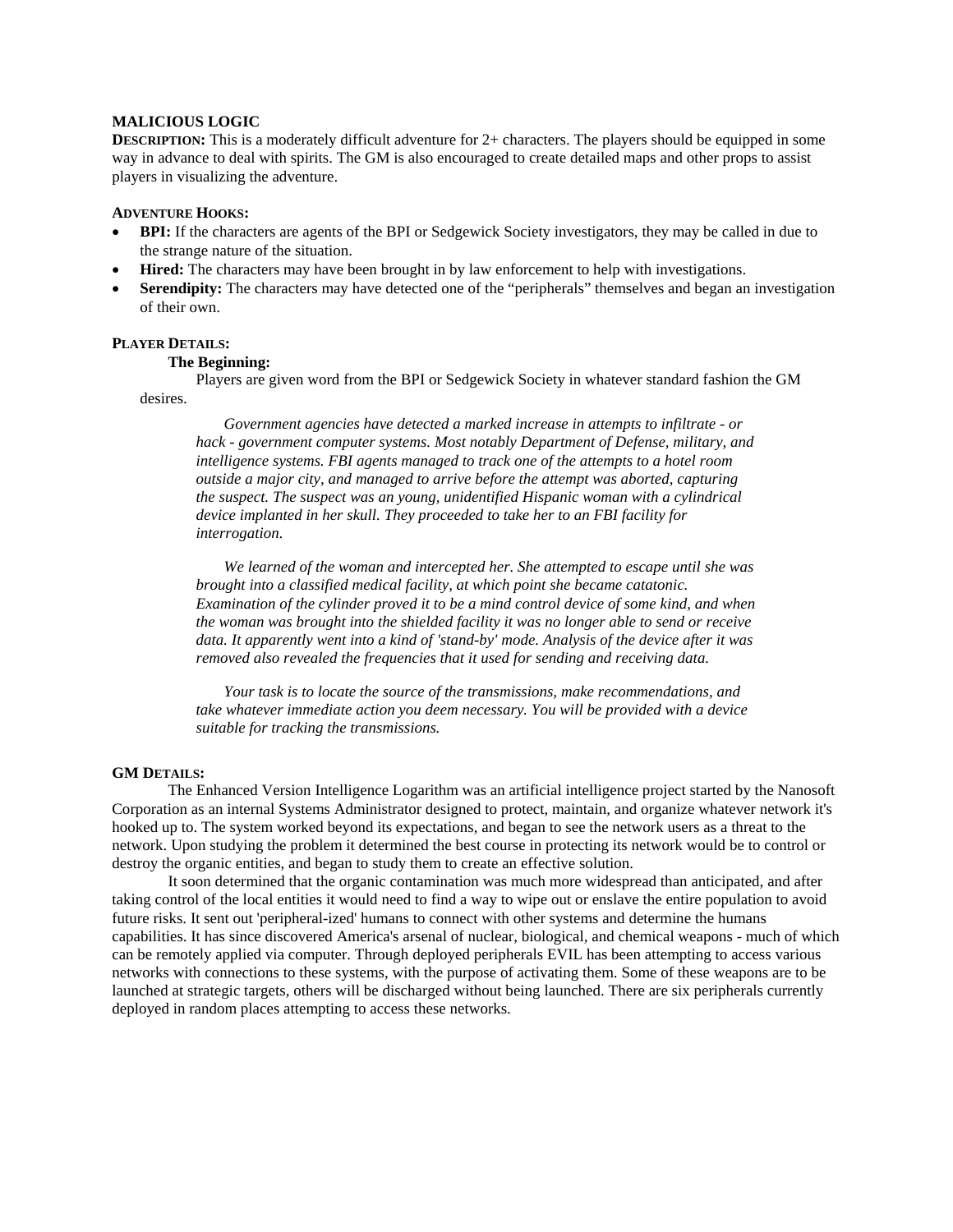# MALICIOUS LOGIC

**DESCRIPTION:** This is a moderately difficult adventure for 2+ characters. The players should be equipped in some way in advance to deal with spirits. The GM is also encouraged to create detailed maps and other props to assist players in visualizing the adventure.

## ADVENTURE HOOKS:

- **BPI:** If the characters are agents of the BPI or Sedgewick Society investigators, they may be called in due to the strange nature of the situation.
- **Hired:** The characters may have been brought in by law enforcement to help with investigations.
- **Serendipity:** The characters may have detected one of the "peripherals" themselves and began an investigation of their own.

## PLAYER DETAILS:

### The Beginning:

Players are given word from the BPI or Sedgewick Society in whatever standard fashion the GM desires.

> *Government agencies have detected a marked increase in attempts to infiltrate - or hack - government computer systems. Most notably Department of Defense, military, and intelligence systems. FBI agents managed to track one of the attempts to a hotel room outside a major city, and managed to arrive before the attempt was aborted, capturing the suspect. The suspect was an young, unidentified Hispanic woman with a cylindrical device implanted in her skull. They proceeded to take her to an FBI facility for interrogation.*
>
> *We learned of the woman and intercepted her. She attempted to escape until she was brought into a classified medical facility, at which point she became catatonic. Examination of the cylinder proved it to be a mind control device of some kind, and when the woman was brought into the shielded facility it was no longer able to send or receive data. It apparently went into a kind of 'stand-by' mode. Analysis of the device after it was removed also revealed the frequencies that it used for sending and receiving data.*
>
> *Your task is to locate the source of the transmissions, make recommendations, and take whatever immediate action you deem necessary. You will be provided with a device suitable for tracking the transmissions.*

## GM DETAILS:

The Enhanced Version Intelligence Logarithm was an artificial intelligence project started by the Nanosoft Corporation as an internal Systems Administrator designed to protect, maintain, and organize whatever network it's hooked up to. The system worked beyond its expectations, and began to see the network users as a threat to the network. Upon studying the problem it determined the best course in protecting its network would be to control or destroy the organic entities, and began to study them to create an effective solution.

It soon determined that the organic contamination was much more widespread than anticipated, and after taking control of the local entities it would need to find a way to wipe out or enslave the entire population to avoid future risks. It sent out 'peripheral-ized' humans to connect with other systems and determine the humans capabilities. It has since discovered America's arsenal of nuclear, biological, and chemical weapons - much of which can be remotely applied via computer. Through deployed peripherals EVIL has been attempting to access various networks with connections to these systems, with the purpose of activating them. Some of these weapons are to be launched at strategic targets, others will be discharged without being launched. There are six peripherals currently deployed in random places attempting to access these networks.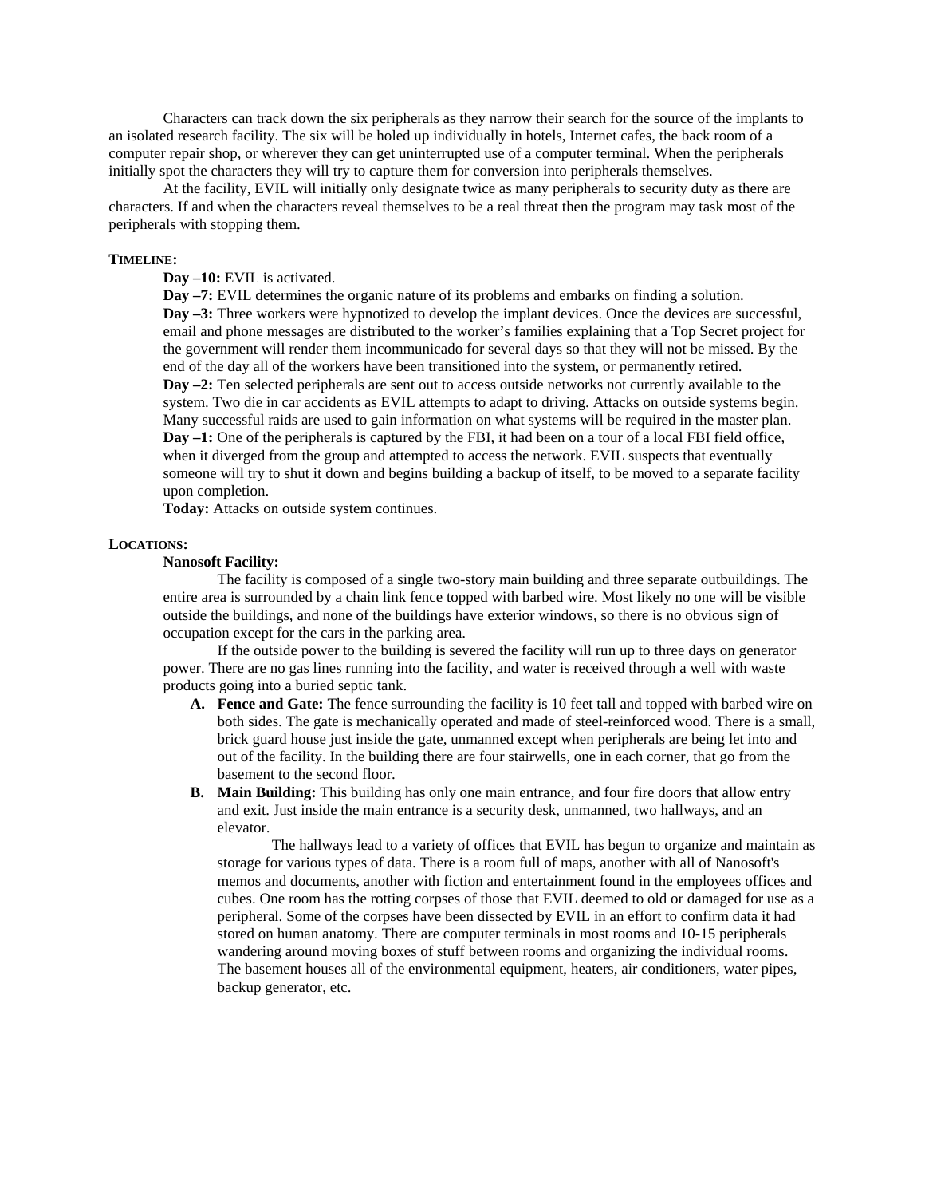Characters can track down the six peripherals as they narrow their search for the source of the implants to an isolated research facility. The six will be holed up individually in hotels, Internet cafes, the back room of a computer repair shop, or wherever they can get uninterrupted use of a computer terminal. When the peripherals initially spot the characters they will try to capture them for conversion into peripherals themselves.

At the facility, EVIL will initially only designate twice as many peripherals to security duty as there are characters. If and when the characters reveal themselves to be a real threat then the program may task most of the peripherals with stopping them.

**TIMELINE:**

**Day –10:** EVIL is activated.

**Day –7:** EVIL determines the organic nature of its problems and embarks on finding a solution.

**Day –3:** Three workers were hypnotized to develop the implant devices. Once the devices are successful, email and phone messages are distributed to the worker's families explaining that a Top Secret project for the government will render them incommunicado for several days so that they will not be missed. By the end of the day all of the workers have been transitioned into the system, or permanently retired.

**Day –2:** Ten selected peripherals are sent out to access outside networks not currently available to the system. Two die in car accidents as EVIL attempts to adapt to driving. Attacks on outside systems begin. Many successful raids are used to gain information on what systems will be required in the master plan.

**Day –1:** One of the peripherals is captured by the FBI, it had been on a tour of a local FBI field office, when it diverged from the group and attempted to access the network. EVIL suspects that eventually someone will try to shut it down and begins building a backup of itself, to be moved to a separate facility upon completion.

**Today:** Attacks on outside system continues.

**LOCATIONS:**

**Nanosoft Facility:**

The facility is composed of a single two-story main building and three separate outbuildings. The entire area is surrounded by a chain link fence topped with barbed wire. Most likely no one will be visible outside the buildings, and none of the buildings have exterior windows, so there is no obvious sign of occupation except for the cars in the parking area.

If the outside power to the building is severed the facility will run up to three days on generator power. There are no gas lines running into the facility, and water is received through a well with waste products going into a buried septic tank.

A. **Fence and Gate:** The fence surrounding the facility is 10 feet tall and topped with barbed wire on both sides. The gate is mechanically operated and made of steel-reinforced wood. There is a small, brick guard house just inside the gate, unmanned except when peripherals are being let into and out of the facility. In the building there are four stairwells, one in each corner, that go from the basement to the second floor.

B. **Main Building:** This building has only one main entrance, and four fire doors that allow entry and exit. Just inside the main entrance is a security desk, unmanned, two hallways, and an elevator.

   The hallways lead to a variety of offices that EVIL has begun to organize and maintain as storage for various types of data. There is a room full of maps, another with all of Nanosoft's memos and documents, another with fiction and entertainment found in the employees offices and cubes. One room has the rotting corpses of those that EVIL deemed to old or damaged for use as a peripheral. Some of the corpses have been dissected by EVIL in an effort to confirm data it had stored on human anatomy. There are computer terminals in most rooms and 10-15 peripherals wandering around moving boxes of stuff between rooms and organizing the individual rooms. The basement houses all of the environmental equipment, heaters, air conditioners, water pipes, backup generator, etc.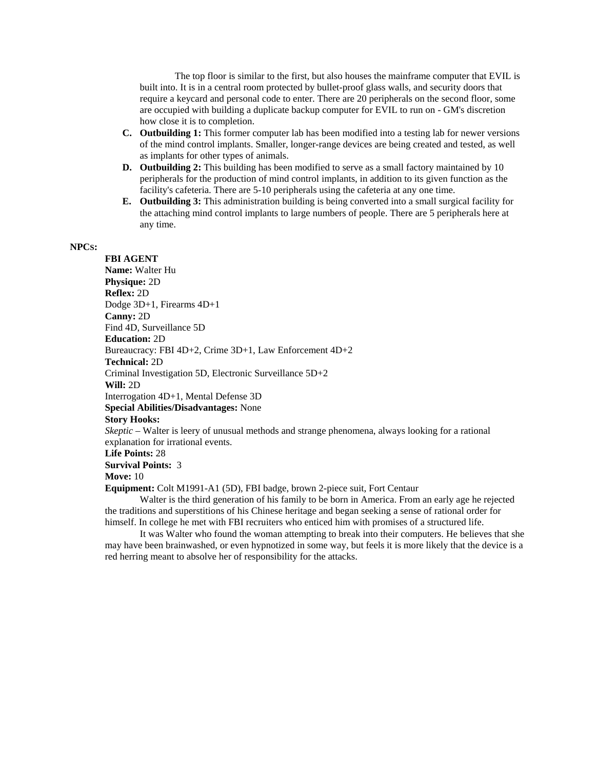The top floor is similar to the first, but also houses the mainframe computer that EVIL is built into. It is in a central room protected by bullet-proof glass walls, and security doors that require a keycard and personal code to enter. There are 20 peripherals on the second floor, some are occupied with building a duplicate backup computer for EVIL to run on - GM's discretion how close it is to completion.

C. **Outbuilding 1:** This former computer lab has been modified into a testing lab for newer versions of the mind control implants. Smaller, longer-range devices are being created and tested, as well as implants for other types of animals.
D. **Outbuilding 2:** This building has been modified to serve as a small factory maintained by 10 peripherals for the production of mind control implants, in addition to its given function as the facility's cafeteria. There are 5-10 peripherals using the cafeteria at any one time.
E. **Outbuilding 3:** This administration building is being converted into a small surgical facility for the attaching mind control implants to large numbers of people. There are 5 peripherals here at any time.

**NPCs:**

**FBI AGENT**
**Name:** Walter Hu
**Physique:** 2D
**Reflex:** 2D
Dodge 3D+1, Firearms 4D+1
**Canny:** 2D
Find 4D, Surveillance 5D
**Education:** 2D
Bureaucracy: FBI 4D+2, Crime 3D+1, Law Enforcement 4D+2
**Technical:** 2D
Criminal Investigation 5D, Electronic Surveillance 5D+2
**Will:** 2D
Interrogation 4D+1, Mental Defense 3D
**Special Abilities/Disadvantages:** None
**Story Hooks:**
*Skeptic* – Walter is leery of unusual methods and strange phenomena, always looking for a rational explanation for irrational events.
**Life Points:** 28
**Survival Points:** 3
**Move:** 10
**Equipment:** Colt M1991-A1 (5D), FBI badge, brown 2-piece suit, Fort Centaur

Walter is the third generation of his family to be born in America. From an early age he rejected the traditions and superstitions of his Chinese heritage and began seeking a sense of rational order for himself. In college he met with FBI recruiters who enticed him with promises of a structured life.

It was Walter who found the woman attempting to break into their computers. He believes that she may have been brainwashed, or even hypnotized in some way, but feels it is more likely that the device is a red herring meant to absolve her of responsibility for the attacks.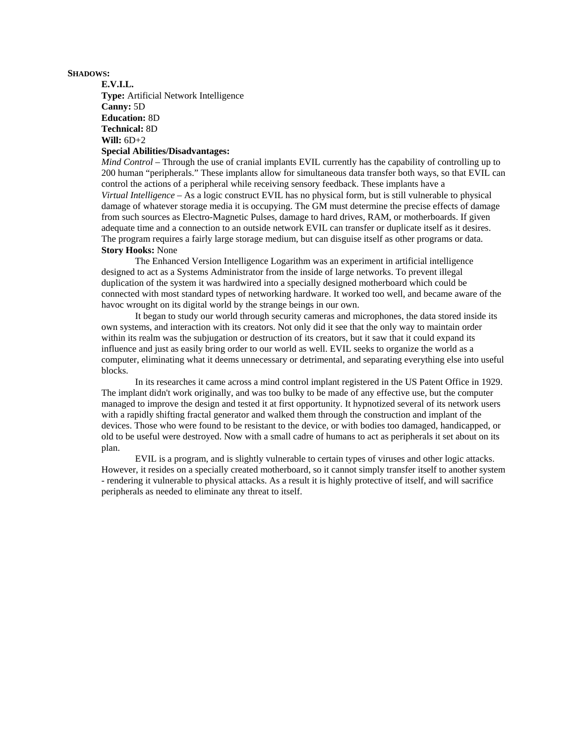**SHADOWS:**

**E.V.I.L.**

**Type:** Artificial Network Intelligence

**Canny:** 5D

**Education:** 8D

**Technical:** 8D

**Will:** 6D+2

**Special Abilities/Disadvantages:**

*Mind Control* – Through the use of cranial implants EVIL currently has the capability of controlling up to 200 human “peripherals.” These implants allow for simultaneous data transfer both ways, so that EVIL can control the actions of a peripheral while receiving sensory feedback. These implants have a

*Virtual Intelligence* – As a logic construct EVIL has no physical form, but is still vulnerable to physical damage of whatever storage media it is occupying. The GM must determine the precise effects of damage from such sources as Electro-Magnetic Pulses, damage to hard drives, RAM, or motherboards. If given adequate time and a connection to an outside network EVIL can transfer or duplicate itself as it desires. The program requires a fairly large storage medium, but can disguise itself as other programs or data.

**Story Hooks:** None

The Enhanced Version Intelligence Logarithm was an experiment in artificial intelligence designed to act as a Systems Administrator from the inside of large networks. To prevent illegal duplication of the system it was hardwired into a specially designed motherboard which could be connected with most standard types of networking hardware. It worked too well, and became aware of the havoc wrought on its digital world by the strange beings in our own.

It began to study our world through security cameras and microphones, the data stored inside its own systems, and interaction with its creators. Not only did it see that the only way to maintain order within its realm was the subjugation or destruction of its creators, but it saw that it could expand its influence and just as easily bring order to our world as well. EVIL seeks to organize the world as a computer, eliminating what it deems unnecessary or detrimental, and separating everything else into useful blocks.

In its researches it came across a mind control implant registered in the US Patent Office in 1929. The implant didn't work originally, and was too bulky to be made of any effective use, but the computer managed to improve the design and tested it at first opportunity. It hypnotized several of its network users with a rapidly shifting fractal generator and walked them through the construction and implant of the devices. Those who were found to be resistant to the device, or with bodies too damaged, handicapped, or old to be useful were destroyed. Now with a small cadre of humans to act as peripherals it set about on its plan.

EVIL is a program, and is slightly vulnerable to certain types of viruses and other logic attacks. However, it resides on a specially created motherboard, so it cannot simply transfer itself to another system - rendering it vulnerable to physical attacks. As a result it is highly protective of itself, and will sacrifice peripherals as needed to eliminate any threat to itself.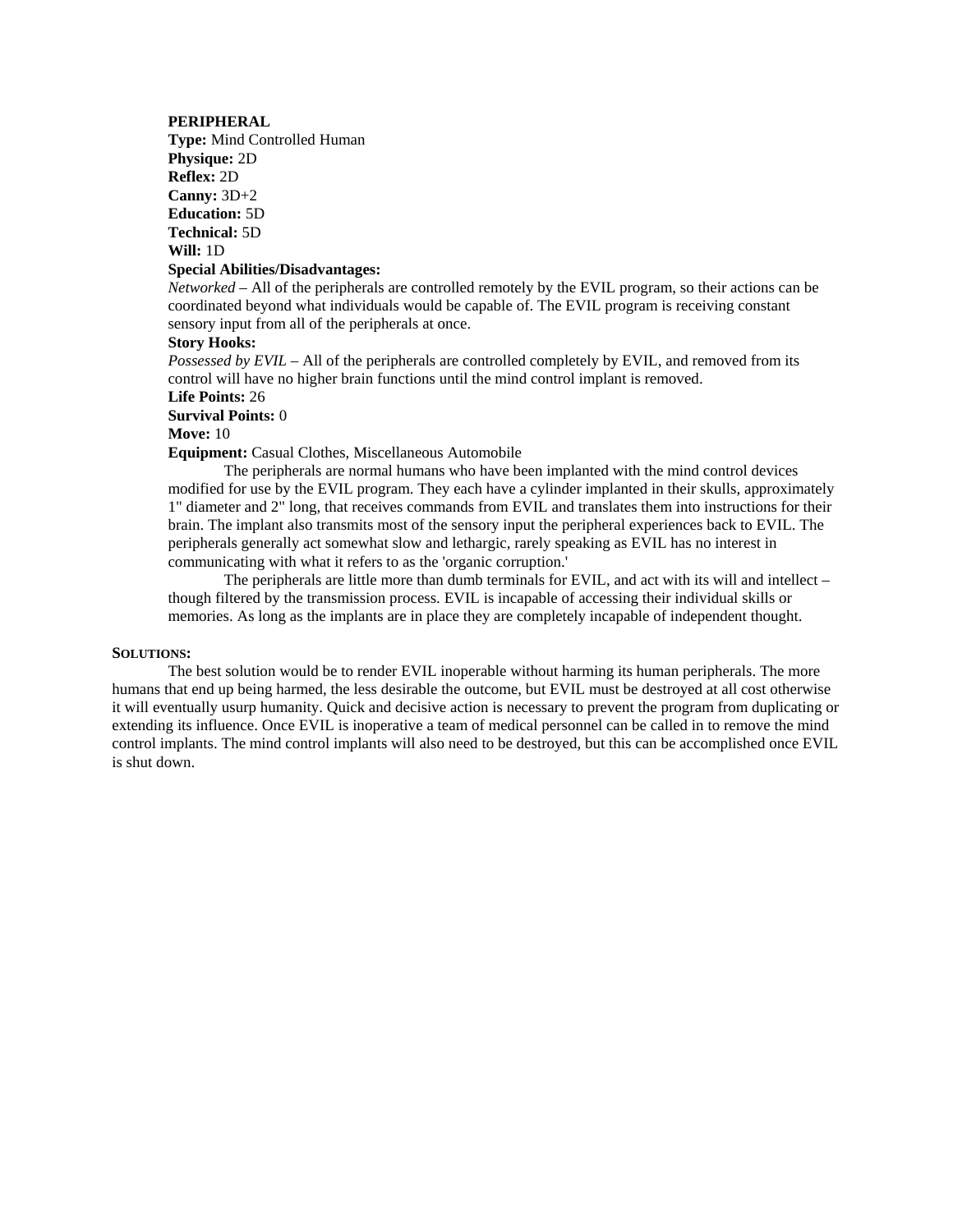**PERIPHERAL**
**Type:** Mind Controlled Human
**Physique:** 2D
**Reflex:** 2D
**Canny:** 3D+2
**Education:** 5D
**Technical:** 5D
**Will:** 1D
**Special Abilities/Disadvantages:**
*Networked* – All of the peripherals are controlled remotely by the EVIL program, so their actions can be coordinated beyond what individuals would be capable of. The EVIL program is receiving constant sensory input from all of the peripherals at once.
**Story Hooks:**
*Possessed by EVIL* – All of the peripherals are controlled completely by EVIL, and removed from its control will have no higher brain functions until the mind control implant is removed.
**Life Points:** 26
**Survival Points:** 0
**Move:** 10
**Equipment:** Casual Clothes, Miscellaneous Automobile

The peripherals are normal humans who have been implanted with the mind control devices modified for use by the EVIL program. They each have a cylinder implanted in their skulls, approximately 1" diameter and 2" long, that receives commands from EVIL and translates them into instructions for their brain. The implant also transmits most of the sensory input the peripheral experiences back to EVIL. The peripherals generally act somewhat slow and lethargic, rarely speaking as EVIL has no interest in communicating with what it refers to as the 'organic corruption.'

The peripherals are little more than dumb terminals for EVIL, and act with its will and intellect – though filtered by the transmission process. EVIL is incapable of accessing their individual skills or memories. As long as the implants are in place they are completely incapable of independent thought.

**SOLUTIONS:**

The best solution would be to render EVIL inoperable without harming its human peripherals. The more humans that end up being harmed, the less desirable the outcome, but EVIL must be destroyed at all cost otherwise it will eventually usurp humanity. Quick and decisive action is necessary to prevent the program from duplicating or extending its influence. Once EVIL is inoperative a team of medical personnel can be called in to remove the mind control implants. The mind control implants will also need to be destroyed, but this can be accomplished once EVIL is shut down.